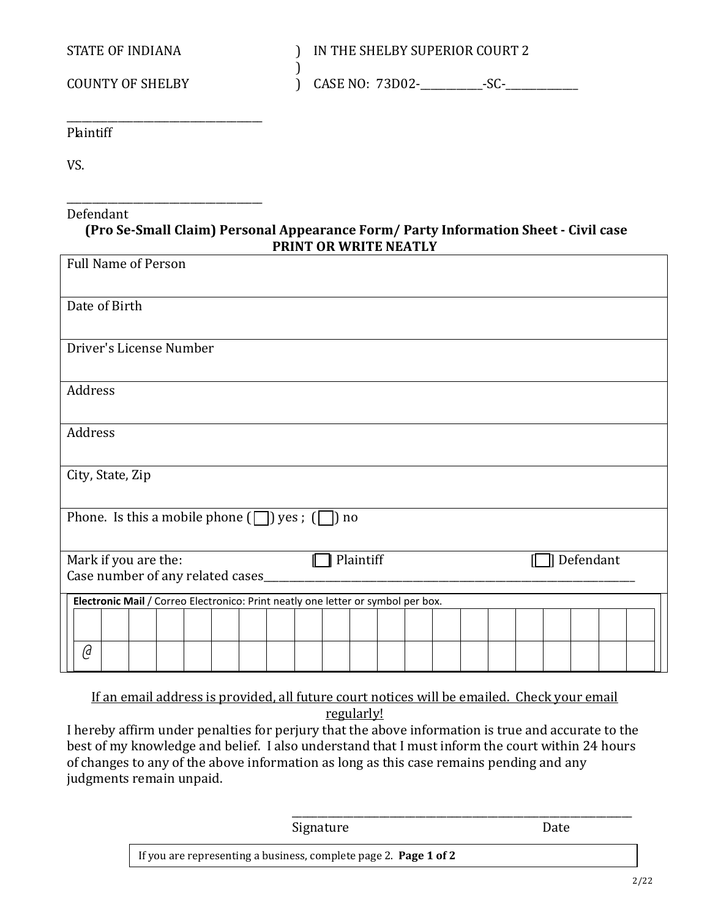STATE OF INDIANA ) IN THE SHELBY SUPERIOR COURT 2
)
COUNTY OF SHELBY ) CASE NO: 73D02-__________-SC-____________

_______________________________
Plaintiff

VS.

_______________________________
Defendant

**(Pro Se-Small Claim) Personal Appearance Form/ Party Information Sheet - Civil case**

**PRINT OR WRITE NEATLY**

| |
|---|
| Full Name of Person |
| Date of Birth |
| Driver's License Number |
| Address |
| Address |
| City, State, Zip |
| Phone. Is this a mobile phone ( ☐ ) yes ; ( ☐ ) no |
| Mark if you are the: [☐] Plaintiff [☐] Defendant<br>Case number of any related cases_______________________________________________ |

**Electronic Mail** / Correo Electronico: Print neatly one letter or symbol per box.

| | | | | | | | | | | | | | | | | | | | | | |
|---|---|---|---|---|---|---|---|---|---|---|---|---|---|---|---|---|---|---|---|---|---|
| | | | | | | | | | | | | | | | | | | | | | |
| @ | | | | | | | | | | | | | | | | | | | | | |

If an email address is provided, all future court notices will be emailed. Check your email regularly!

I hereby affirm under penalties for perjury that the above information is true and accurate to the best of my knowledge and belief. I also understand that I must inform the court within 24 hours of changes to any of the above information as long as this case remains pending and any judgments remain unpaid.

_______________________________________________
Signature Date

If you are representing a business, complete page 2. **Page 1 of 2**

2/22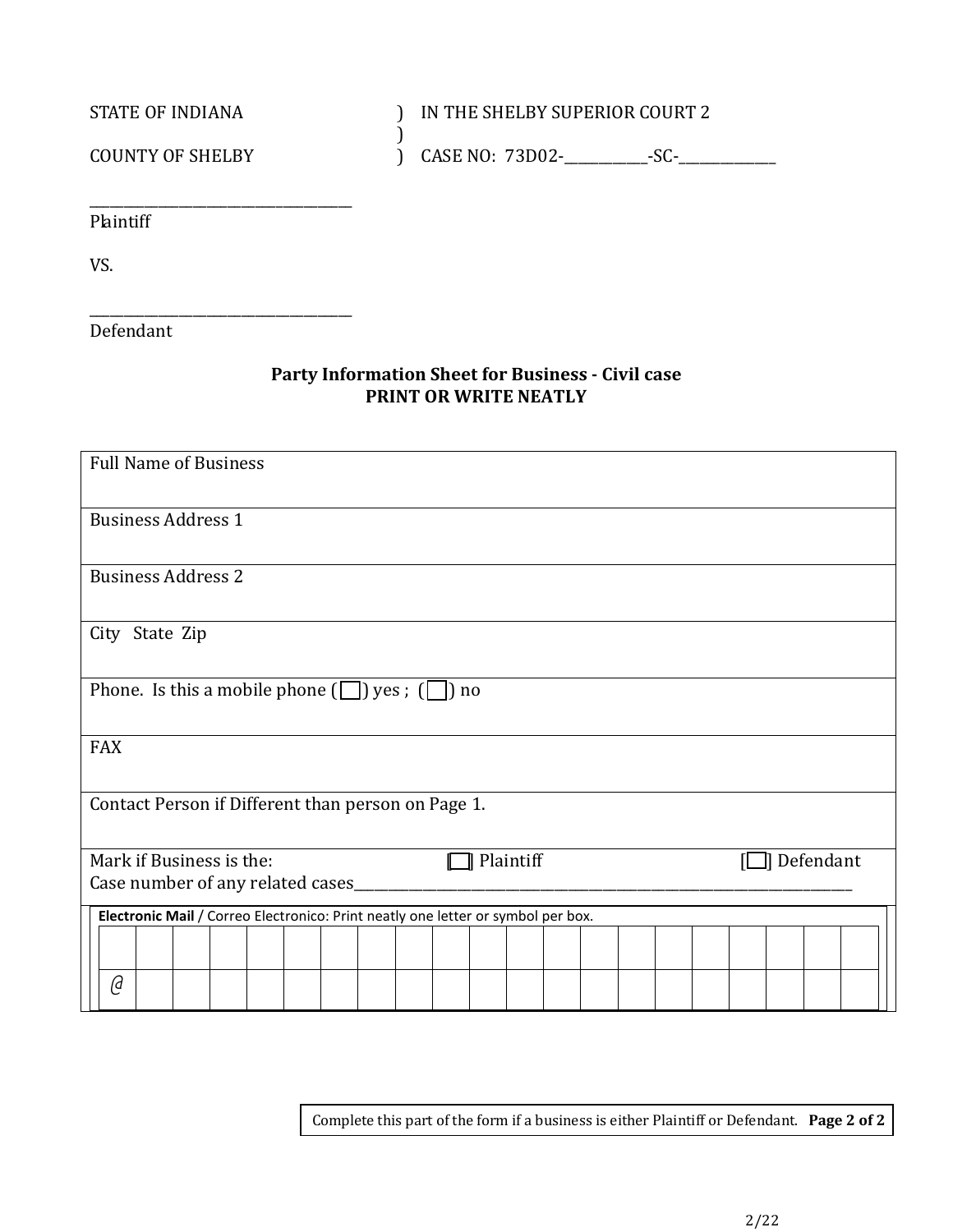STATE OF INDIANA ) IN THE SHELBY SUPERIOR COURT 2
)
COUNTY OF SHELBY ) CASE NO: 73D02-___________-SC-_____________

___________________________________
Plaintiff

VS.

___________________________________
Defendant

## Party Information Sheet for Business - Civil case
## PRINT OR WRITE NEATLY

| |
|---|
| Full Name of Business |
| Business Address 1 |
| Business Address 2 |
| City State Zip |
| Phone. Is this a mobile phone ( [ ] ) yes ; ( [ ] ) no |
| FAX |
| Contact Person if Different than person on Page 1. |
| Mark if Business is the: [ ] Plaintiff [ ] Defendant<br>Case number of any related cases_______________________________________________ |

**Electronic Mail** / Correo Electronico: Print neatly one letter or symbol per box.

| | | | | | | | | | | | | | | | | | | | | |
|---|---|---|---|---|---|---|---|---|---|---|---|---|---|---|---|---|---|---|---|---|
| | | | | | | | | | | | | | | | | | | | | |
| @ | | | | | | | | | | | | | | | | | | | | |

Complete this part of the form if a business is either Plaintiff or Defendant.

2/22